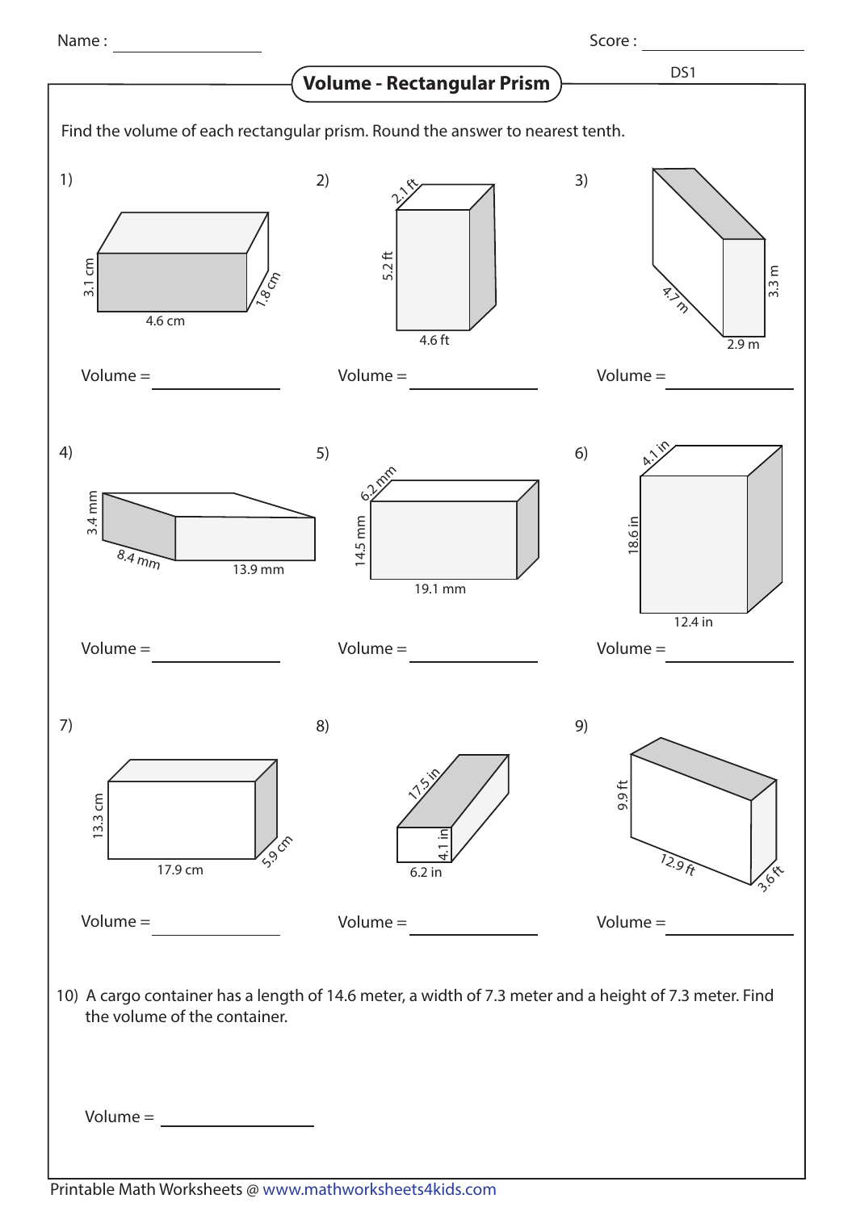Name : ________________ Score : ________________

DS1

# Volume - Rectangular Prism

Find the volume of each rectangular prism. Round the answer to nearest tenth.

1) 3.1 cm, 4.6 cm, 1.8 cm

Volume = ____________

2) 2.1 ft, 5.2 ft, 4.6 ft

Volume = ____________

3) 4.7 m, 3.3 m, 2.9 m

Volume = ____________

4) 3.4 mm, 8.4 mm, 13.9 mm

Volume = ____________

5) 6.2 mm, 14.5 mm, 19.1 mm

Volume = ____________

6) 4.1 in, 18.6 in, 12.4 in

Volume = ____________

7) 13.3 cm, 17.9 cm, 5.9 cm

Volume = ____________

8) 17.5 in, 4.1 in, 6.2 in

Volume = ____________

9) 9.9 ft, 12.9 ft, 3.6 ft

Volume = ____________

10) A cargo container has a length of 14.6 meter, a width of 7.3 meter and a height of 7.3 meter. Find the volume of the container.

Volume = ____________

Printable Math Worksheets @ www.mathworksheets4kids.com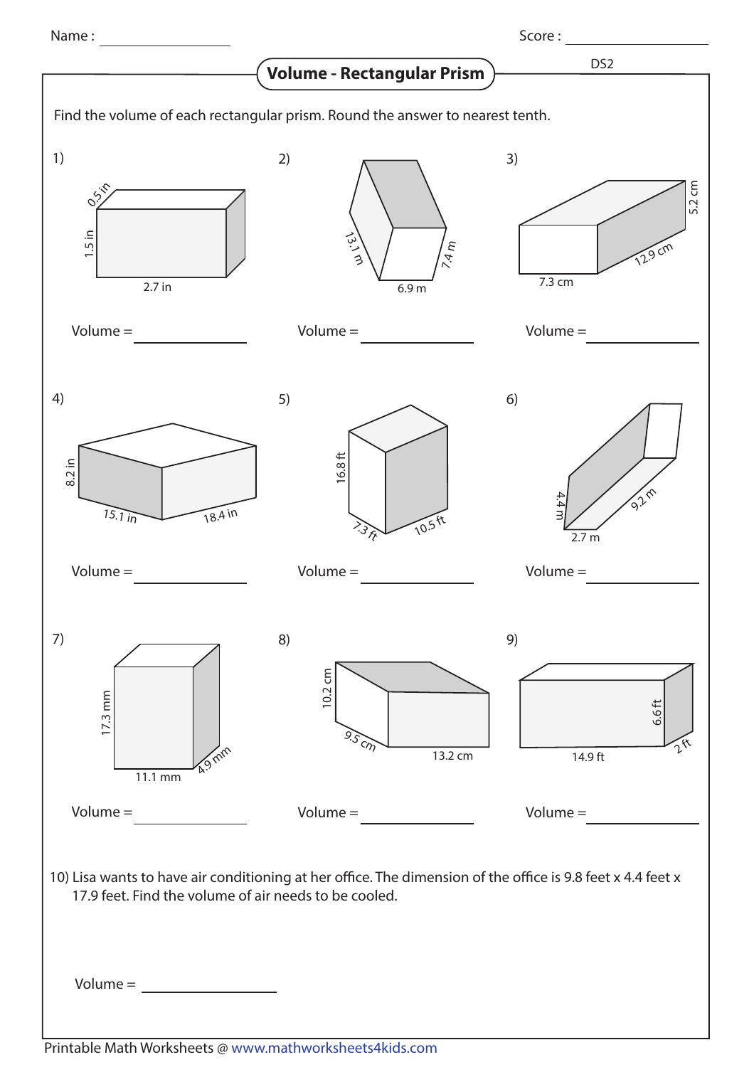Name : ____________ Score : ____________

# Volume - Rectangular Prism

DS2

Find the volume of each rectangular prism. Round the answer to nearest tenth.

1) 0.5 in, 1.5 in, 2.7 in

Volume = ____________

2) 13.1 m, 7.4 m, 6.9 m

Volume = ____________

3) 5.2 cm, 12.9 cm, 7.3 cm

Volume = ____________

4) 8.2 in, 15.1 in, 18.4 in

Volume = ____________

5) 16.8 ft, 7.3 ft, 10.5 ft

Volume = ____________

6) 4.4 m, 9.2 m, 2.7 m

Volume = ____________

7) 17.3 mm, 11.1 mm, 4.9 mm

Volume = ____________

8) 10.2 cm, 9.5 cm, 13.2 cm

Volume = ____________

9) 6.6 ft, 14.9 ft, 2 ft

Volume = ____________

10) Lisa wants to have air conditioning at her office. The dimension of the office is 9.8 feet x 4.4 feet x 17.9 feet. Find the volume of air needs to be cooled.

Volume = ____________

Printable Math Worksheets @ www.mathworksheets4kids.com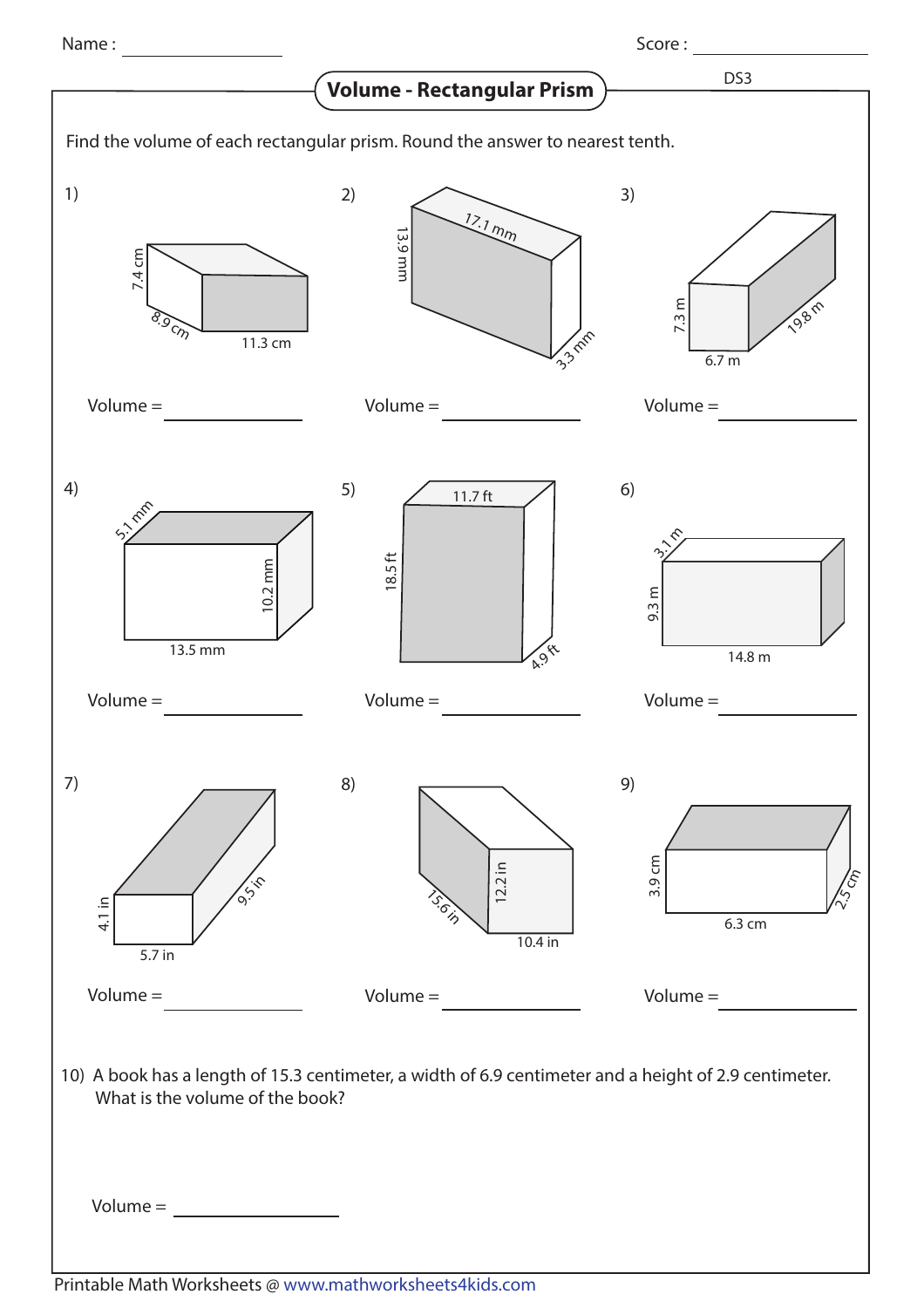Name : ____________ Score : ____________

# Volume - Rectangular Prism

DS3

Find the volume of each rectangular prism. Round the answer to nearest tenth.

1) 7.4 cm, 8.9 cm, 11.3 cm

Volume = ____________

2) 17.1 mm, 13.9 mm, 3.3 mm

Volume = ____________

3) 7.3 m, 6.7 m, 19.8 m

Volume = ____________

4) 5.1 mm, 10.2 mm, 13.5 mm

Volume = ____________

5) 11.7 ft, 18.5 ft, 4.9 ft

Volume = ____________

6) 3.1 m, 9.3 m, 14.8 m

Volume = ____________

7) 4.1 in, 5.7 in, 9.5 in

Volume = ____________

8) 15.6 in, 12.2 in, 10.4 in

Volume = ____________

9) 3.9 cm, 6.3 cm, 2.5 cm

Volume = ____________

10) A book has a length of 15.3 centimeter, a width of 6.9 centimeter and a height of 2.9 centimeter. What is the volume of the book?

Volume = ____________

Printable Math Worksheets @ www.mathworksheets4kids.com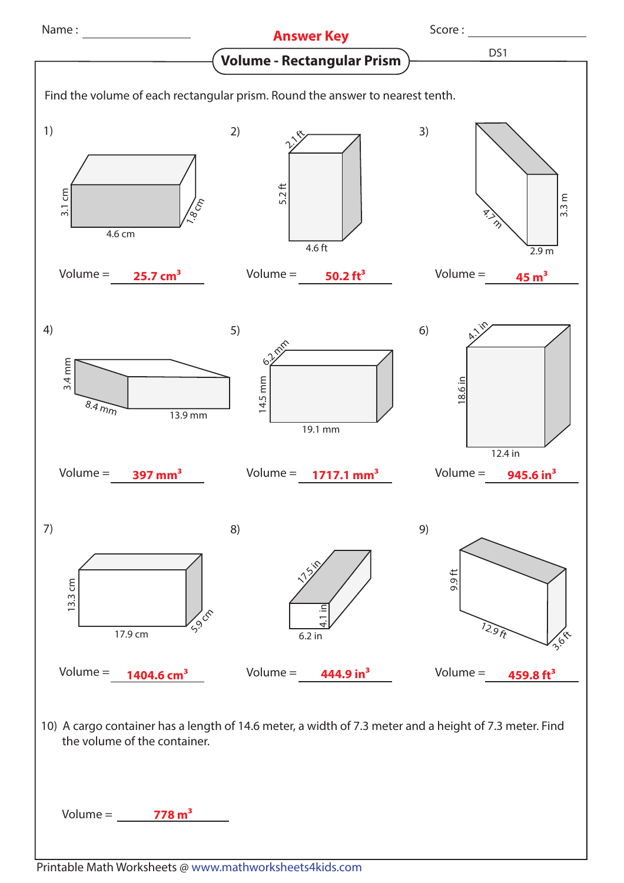Name : ______________ **Answer Key** Score : ______________

DS1

## Volume - Rectangular Prism

Find the volume of each rectangular prism. Round the answer to nearest tenth.

1) 3.1 cm, 4.6 cm, 1.8 cm

Volume = **25.7 $cm^3$**

2) 2.1 ft, 5.2 ft, 4.6 ft

Volume = **50.2 $ft^3$**

3) 4.7 m, 3.3 m, 2.9 m

Volume = **45 $m^3$**

4) 3.4 mm, 8.4 mm, 13.9 mm

Volume = **397 $mm^3$**

5) 6.2 mm, 14.5 mm, 19.1 mm

Volume = **1717.1 $mm^3$**

6) 4.1 in, 18.6 in, 12.4 in

Volume = **945.6 $in^3$**

7) 13.3 cm, 17.9 cm, 5.9 cm

Volume = **1404.6 $cm^3$**

8) 17.5 in, 4.1 in, 6.2 in

Volume = **444.9 $in^3$**

9) 9.9 ft, 12.9 ft, 3.6 ft

Volume = **459.8 $ft^3$**

10) A cargo container has a length of 14.6 meter, a width of 7.3 meter and a height of 7.3 meter. Find the volume of the container.

Volume = **778 $m^3$**

Printable Math Worksheets @ www.mathworksheets4kids.com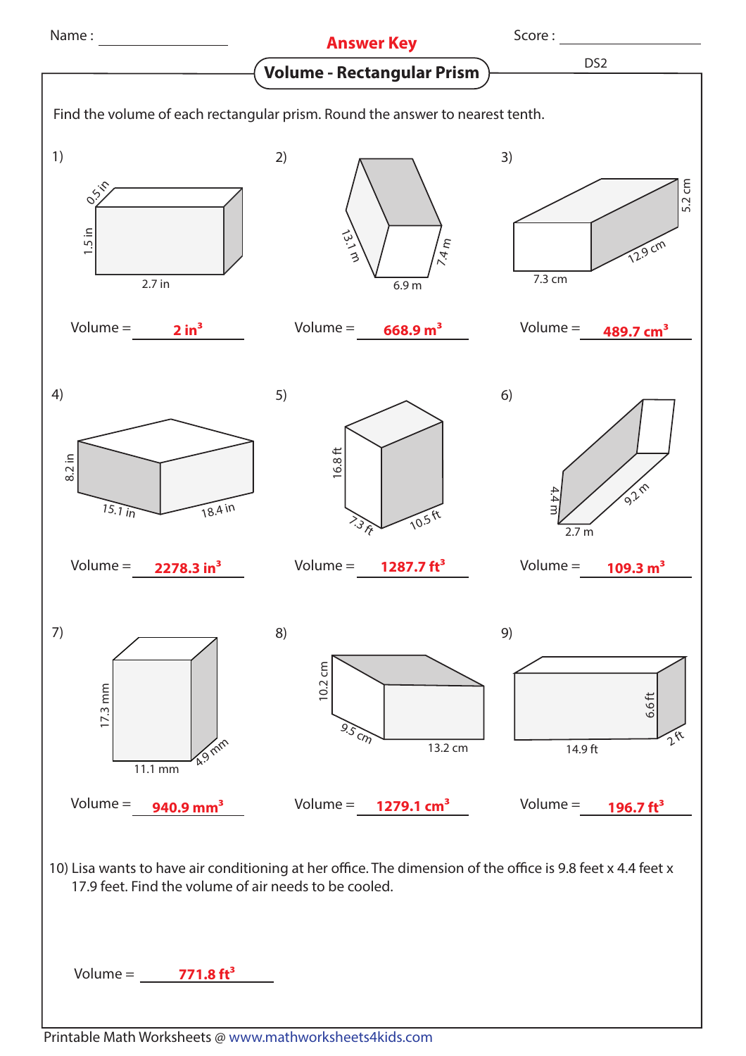Name : ____________ **Answer Key** Score : ____________

DS2

## Volume - Rectangular Prism

Find the volume of each rectangular prism. Round the answer to nearest tenth.

1) 0.5 in, 1.5 in, 2.7 in

Volume = **2 in$^3$**

2) 13.1 m, 7.4 m, 6.9 m

Volume = **668.9 m$^3$**

3) 5.2 cm, 12.9 cm, 7.3 cm

Volume = **489.7 cm$^3$**

4) 8.2 in, 15.1 in, 18.4 in

Volume = **2278.3 in$^3$**

5) 16.8 ft, 7.3 ft, 10.5 ft

Volume = **1287.7 ft$^3$**

6) 4.4 m, 9.2 m, 2.7 m

Volume = **109.3 m$^3$**

7) 17.3 mm, 11.1 mm, 4.9 mm

Volume = **940.9 mm$^3$**

8) 10.2 cm, 9.5 cm, 13.2 cm

Volume = **1279.1 cm$^3$**

9) 6.6 ft, 14.9 ft, 2 ft

Volume = **196.7 ft$^3$**

10) Lisa wants to have air conditioning at her office. The dimension of the office is 9.8 feet x 4.4 feet x 17.9 feet. Find the volume of air needs to be cooled.

Volume = **771.8 ft$^3$**

Printable Math Worksheets @ www.mathworksheets4kids.com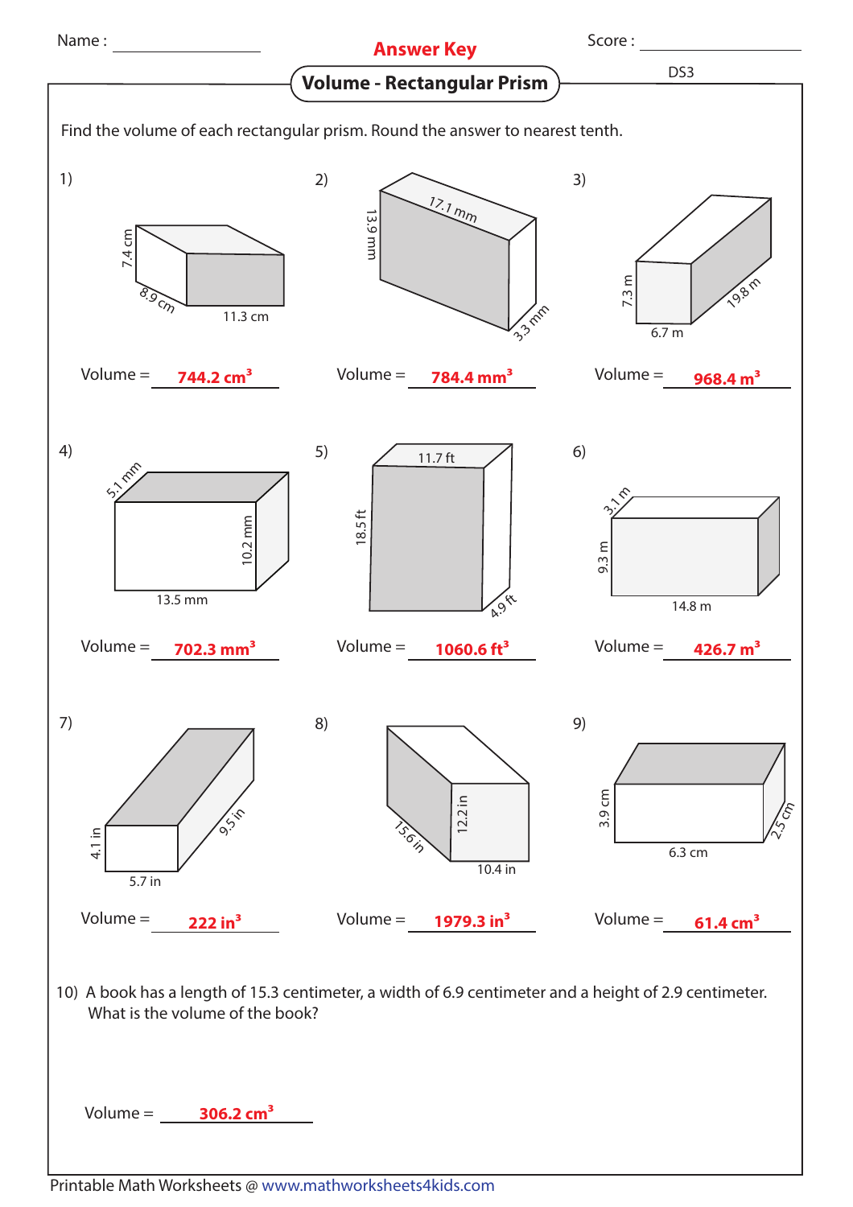Name : ____________ **Answer Key** Score : ____________

DS3

## Volume - Rectangular Prism

Find the volume of each rectangular prism. Round the answer to nearest tenth.

1)

7.4 cm
8.9 cm
11.3 cm

Volume = **744.2 $cm^3$**

2)

13.9 mm
17.1 mm
3.3 mm

Volume = **784.4 $mm^3$**

3)

7.3 m
6.7 m
19.8 m

Volume = **968.4 $m^3$**

4)

5.1 mm
10.2 mm
13.5 mm

Volume = **702.3 $mm^3$**

5)

11.7 ft
18.5 ft
4.9 ft

Volume = **1060.6 $ft^3$**

6)

3.1 m
9.3 m
14.8 m

Volume = **426.7 $m^3$**

7)

4.1 in
5.7 in
9.5 in

Volume = **222 $in^3$**

8)

15.6 in
12.2 in
10.4 in

Volume = **1979.3 $in^3$**

9)

3.9 cm
6.3 cm
2.5 cm

Volume = **61.4 $cm^3$**

10) A book has a length of 15.3 centimeter, a width of 6.9 centimeter and a height of 2.9 centimeter. What is the volume of the book?

Volume = **306.2 $cm^3$**